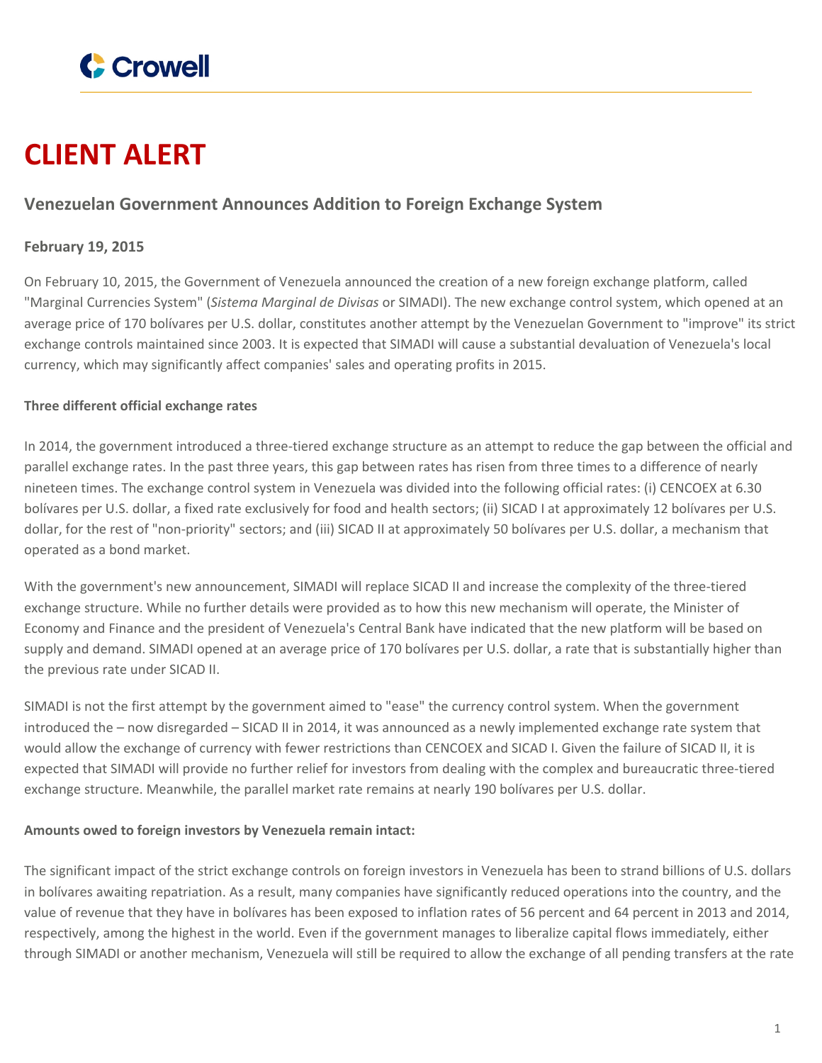# CLIENT ALERT

## Venezuelan Government Announces Addition to Foreign Exchange System

**February 19, 2015**

On February 10, 2015, the Government of Venezuela announced the creation of a new foreign exchange platform, called "Marginal Currencies System" (*Sistema Marginal de Divisas* or SIMADI). The new exchange control system, which opened at an average price of 170 bolívares per U.S. dollar, constitutes another attempt by the Venezuelan Government to "improve" its strict exchange controls maintained since 2003. It is expected that SIMADI will cause a substantial devaluation of Venezuela's local currency, which may significantly affect companies' sales and operating profits in 2015.

**Three different official exchange rates**

In 2014, the government introduced a three-tiered exchange structure as an attempt to reduce the gap between the official and parallel exchange rates. In the past three years, this gap between rates has risen from three times to a difference of nearly nineteen times. The exchange control system in Venezuela was divided into the following official rates: (i) CENCOEX at 6.30 bolívares per U.S. dollar, a fixed rate exclusively for food and health sectors; (ii) SICAD I at approximately 12 bolívares per U.S. dollar, for the rest of "non-priority" sectors; and (iii) SICAD II at approximately 50 bolívares per U.S. dollar, a mechanism that operated as a bond market.

With the government's new announcement, SIMADI will replace SICAD II and increase the complexity of the three-tiered exchange structure. While no further details were provided as to how this new mechanism will operate, the Minister of Economy and Finance and the president of Venezuela's Central Bank have indicated that the new platform will be based on supply and demand. SIMADI opened at an average price of 170 bolívares per U.S. dollar, a rate that is substantially higher than the previous rate under SICAD II.

SIMADI is not the first attempt by the government aimed to "ease" the currency control system. When the government introduced the – now disregarded – SICAD II in 2014, it was announced as a newly implemented exchange rate system that would allow the exchange of currency with fewer restrictions than CENCOEX and SICAD I. Given the failure of SICAD II, it is expected that SIMADI will provide no further relief for investors from dealing with the complex and bureaucratic three-tiered exchange structure. Meanwhile, the parallel market rate remains at nearly 190 bolívares per U.S. dollar.

**Amounts owed to foreign investors by Venezuela remain intact:**

The significant impact of the strict exchange controls on foreign investors in Venezuela has been to strand billions of U.S. dollars in bolívares awaiting repatriation. As a result, many companies have significantly reduced operations into the country, and the value of revenue that they have in bolívares has been exposed to inflation rates of 56 percent and 64 percent in 2013 and 2014, respectively, among the highest in the world. Even if the government manages to liberalize capital flows immediately, either through SIMADI or another mechanism, Venezuela will still be required to allow the exchange of all pending transfers at the rate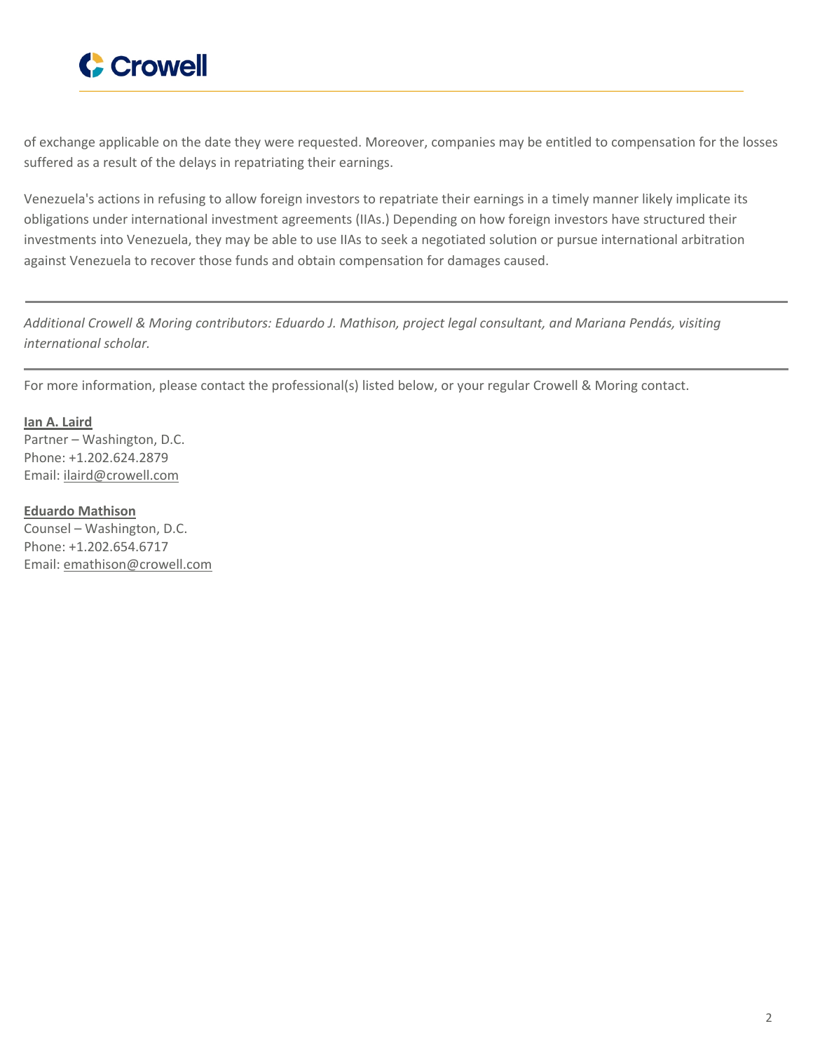of exchange applicable on the date they were requested. Moreover, companies may be entitled to compensation for the losses suffered as a result of the delays in repatriating their earnings.

Venezuela's actions in refusing to allow foreign investors to repatriate their earnings in a timely manner likely implicate its obligations under international investment agreements (IIAs.) Depending on how foreign investors have structured their investments into Venezuela, they may be able to use IIAs to seek a negotiated solution or pursue international arbitration against Venezuela to recover those funds and obtain compensation for damages caused.

---

*Additional Crowell & Moring contributors: Eduardo J. Mathison, project legal consultant, and Mariana Pendás, visiting international scholar.*

---

For more information, please contact the professional(s) listed below, or your regular Crowell & Moring contact.

**Ian A. Laird**
Partner – Washington, D.C.
Phone: +1.202.624.2879
Email: ilaird@crowell.com

**Eduardo Mathison**
Counsel – Washington, D.C.
Phone: +1.202.654.6717
Email: emathison@crowell.com